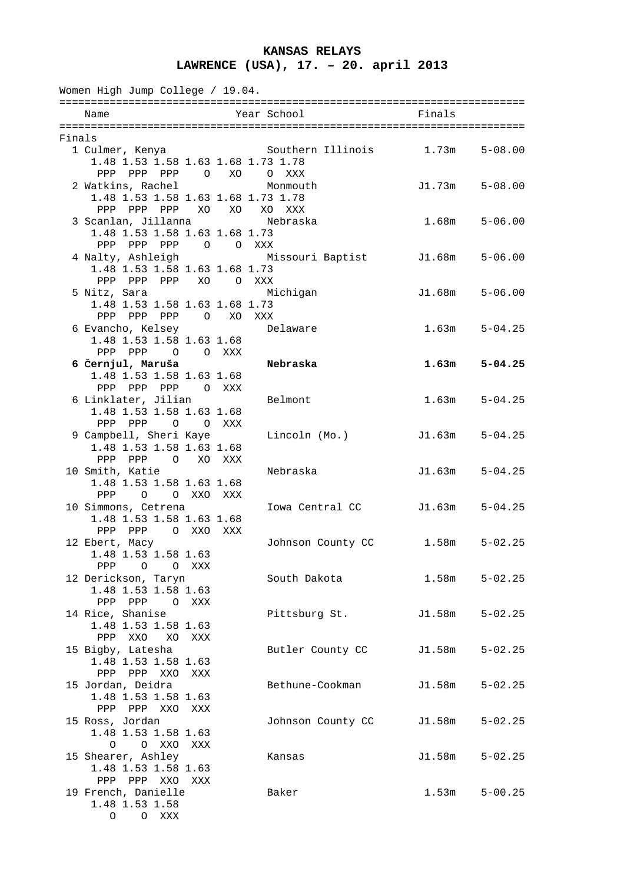**KANSAS RELAYS**
**LAWRENCE (USA), 17. – 20. april 2013**

Women High Jump College / 19.04.

```
========================================================================
    Name                    Year School                 Finals
========================================================================
Finals
  1 Culmer, Kenya                Southern Illinois       1.73m    5-08.00
     1.48 1.53 1.58 1.63 1.68 1.73 1.78
      PPP  PPP  PPP    O   XO    O  XXX
  2 Watkins, Rachel              Monmouth               J1.73m    5-08.00
     1.48 1.53 1.58 1.63 1.68 1.73 1.78
      PPP  PPP  PPP   XO   XO   XO  XXX
  3 Scanlan, Jillanna            Nebraska                1.68m    5-06.00
     1.48 1.53 1.58 1.63 1.68 1.73
      PPP  PPP  PPP    O    O  XXX
  4 Nalty, Ashleigh              Missouri Baptist       J1.68m    5-06.00
     1.48 1.53 1.58 1.63 1.68 1.73
      PPP  PPP  PPP   XO    O  XXX
  5 Nitz, Sara                   Michigan               J1.68m    5-06.00
     1.48 1.53 1.58 1.63 1.68 1.73
      PPP  PPP  PPP    O   XO  XXX
  6 Evancho, Kelsey              Delaware                1.63m    5-04.25
     1.48 1.53 1.58 1.63 1.68
      PPP  PPP    O    O  XXX
  6 Černjul, Maruša              Nebraska                1.63m    5-04.25
     1.48 1.53 1.58 1.63 1.68
      PPP  PPP  PPP    O  XXX
  6 Linklater, Jilian            Belmont                 1.63m    5-04.25
     1.48 1.53 1.58 1.63 1.68
      PPP  PPP    O    O  XXX
  9 Campbell, Sheri Kaye         Lincoln (Mo.)          J1.63m    5-04.25
     1.48 1.53 1.58 1.63 1.68
      PPP  PPP    O   XO  XXX
 10 Smith, Katie                 Nebraska               J1.63m    5-04.25
     1.48 1.53 1.58 1.63 1.68
      PPP    O    O  XXO  XXX
 10 Simmons, Cetrena             Iowa Central CC        J1.63m    5-04.25
     1.48 1.53 1.58 1.63 1.68
      PPP  PPP    O  XXO  XXX
 12 Ebert, Macy                  Johnson County CC       1.58m    5-02.25
     1.48 1.53 1.58 1.63
      PPP    O    O  XXX
 12 Derickson, Taryn             South Dakota            1.58m    5-02.25
     1.48 1.53 1.58 1.63
      PPP  PPP    O  XXX
 14 Rice, Shanise                Pittsburg St.          J1.58m    5-02.25
     1.48 1.53 1.58 1.63
      PPP  XXO   XO  XXX
 15 Bigby, Latesha               Butler County CC       J1.58m    5-02.25
     1.48 1.53 1.58 1.63
      PPP  PPP  XXO  XXX
 15 Jordan, Deidra               Bethune-Cookman        J1.58m    5-02.25
     1.48 1.53 1.58 1.63
      PPP  PPP  XXO  XXX
 15 Ross, Jordan                 Johnson County CC      J1.58m    5-02.25
     1.48 1.53 1.58 1.63
        O    O  XXO  XXX
 15 Shearer, Ashley              Kansas                 J1.58m    5-02.25
     1.48 1.53 1.58 1.63
      PPP  PPP  XXO  XXX
 19 French, Danielle             Baker                   1.53m    5-00.25
     1.48 1.53 1.58
        O    O  XXX
```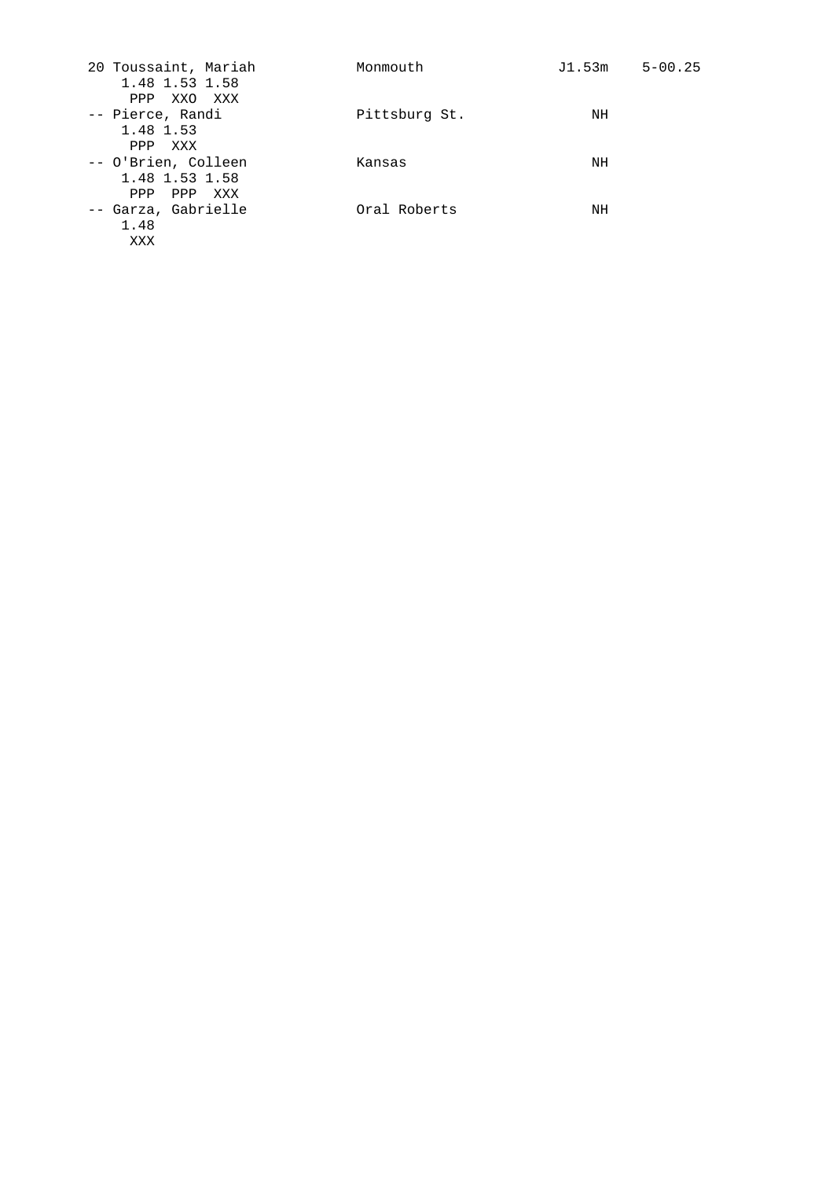```
20 Toussaint, Mariah          Monmouth              J1.53m    5-00.25
    1.48 1.53 1.58
     PPP  XXO  XXX
-- Pierce, Randi              Pittsburg St.             NH
    1.48 1.53
     PPP  XXX
-- O'Brien, Colleen           Kansas                    NH
    1.48 1.53 1.58
     PPP  PPP  XXX
-- Garza, Gabrielle           Oral Roberts              NH
    1.48
     XXX
```